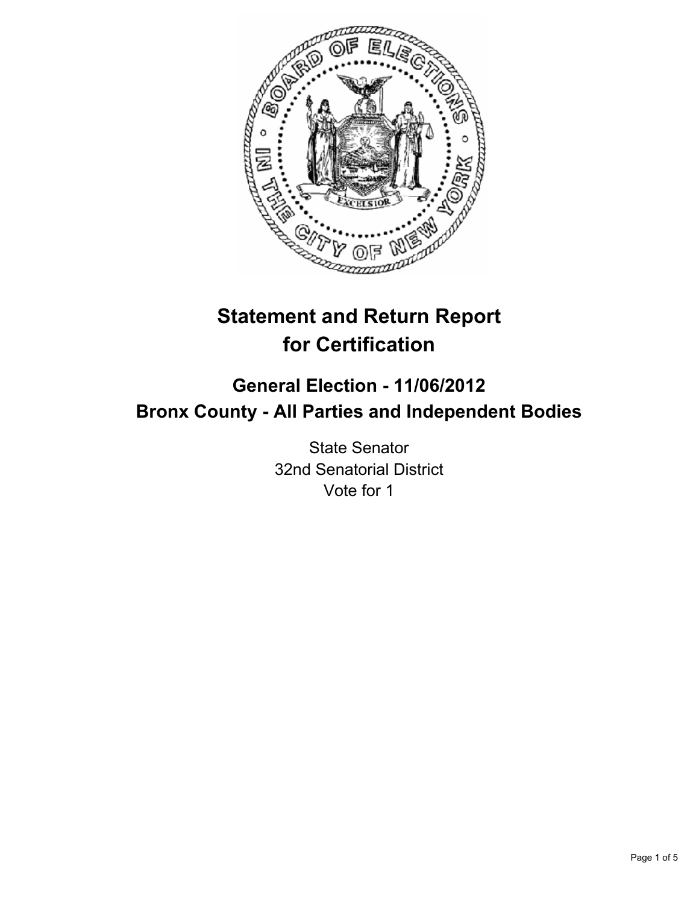# Statement and Return Report for Certification

## General Election - 11/06/2012
## Bronx County - All Parties and Independent Bodies

State Senator
32nd Senatorial District
Vote for 1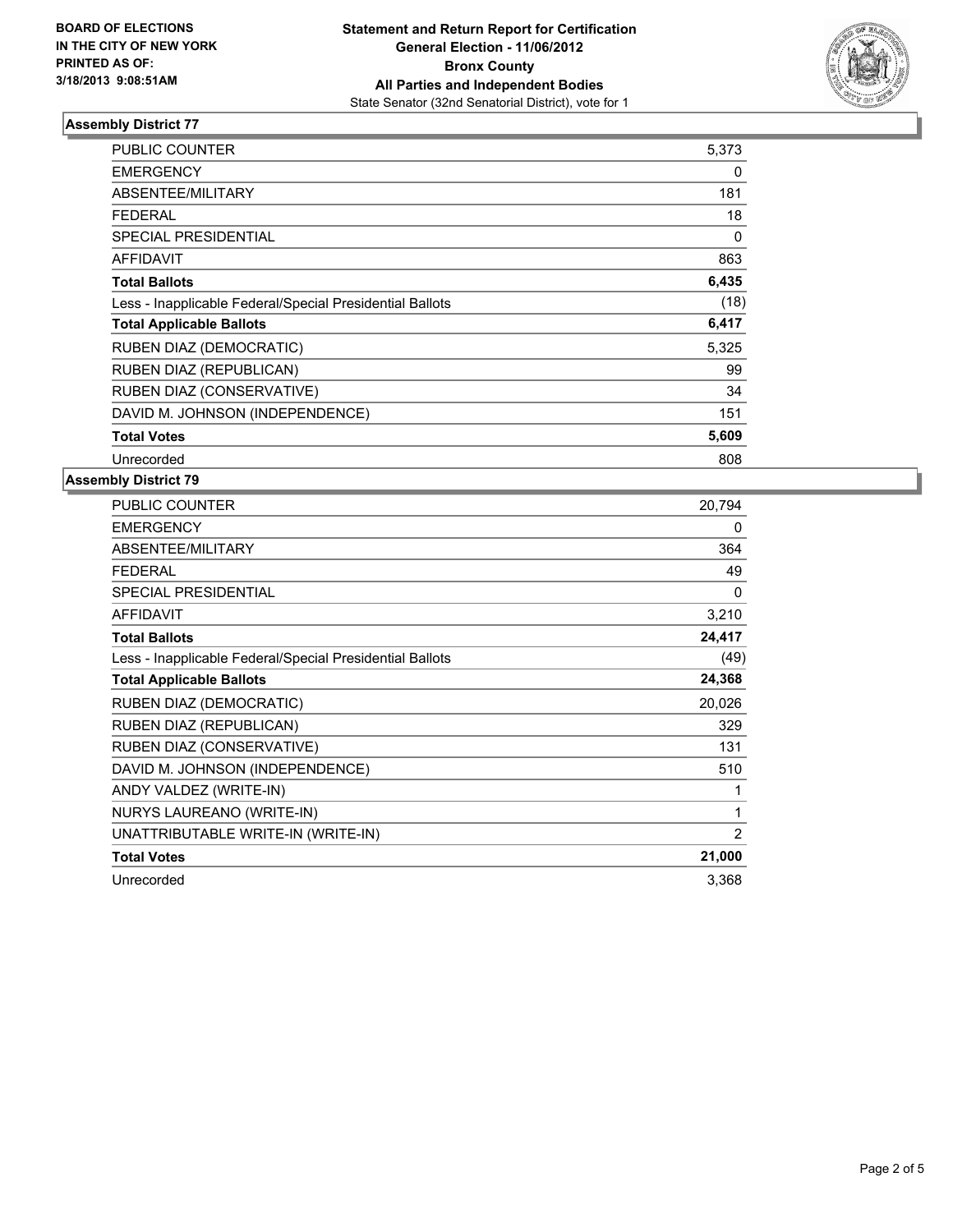**BOARD OF ELECTIONS IN THE CITY OF NEW YORK PRINTED AS OF: 3/18/2013 9:08:51AM**

**Statement and Return Report for Certification General Election - 11/06/2012 Bronx County All Parties and Independent Bodies**
State Senator (32nd Senatorial District), vote for 1

## Assembly District 77

| | |
|---|---|
| PUBLIC COUNTER | 5,373 |
| EMERGENCY | 0 |
| ABSENTEE/MILITARY | 181 |
| FEDERAL | 18 |
| SPECIAL PRESIDENTIAL | 0 |
| AFFIDAVIT | 863 |
| **Total Ballots** | **6,435** |
| Less - Inapplicable Federal/Special Presidential Ballots | (18) |
| **Total Applicable Ballots** | **6,417** |
| RUBEN DIAZ (DEMOCRATIC) | 5,325 |
| RUBEN DIAZ (REPUBLICAN) | 99 |
| RUBEN DIAZ (CONSERVATIVE) | 34 |
| DAVID M. JOHNSON (INDEPENDENCE) | 151 |
| **Total Votes** | **5,609** |
| Unrecorded | 808 |

## Assembly District 79

| | |
|---|---|
| PUBLIC COUNTER | 20,794 |
| EMERGENCY | 0 |
| ABSENTEE/MILITARY | 364 |
| FEDERAL | 49 |
| SPECIAL PRESIDENTIAL | 0 |
| AFFIDAVIT | 3,210 |
| **Total Ballots** | **24,417** |
| Less - Inapplicable Federal/Special Presidential Ballots | (49) |
| **Total Applicable Ballots** | **24,368** |
| RUBEN DIAZ (DEMOCRATIC) | 20,026 |
| RUBEN DIAZ (REPUBLICAN) | 329 |
| RUBEN DIAZ (CONSERVATIVE) | 131 |
| DAVID M. JOHNSON (INDEPENDENCE) | 510 |
| ANDY VALDEZ (WRITE-IN) | 1 |
| NURYS LAUREANO (WRITE-IN) | 1 |
| UNATTRIBUTABLE WRITE-IN (WRITE-IN) | 2 |
| **Total Votes** | **21,000** |
| Unrecorded | 3,368 |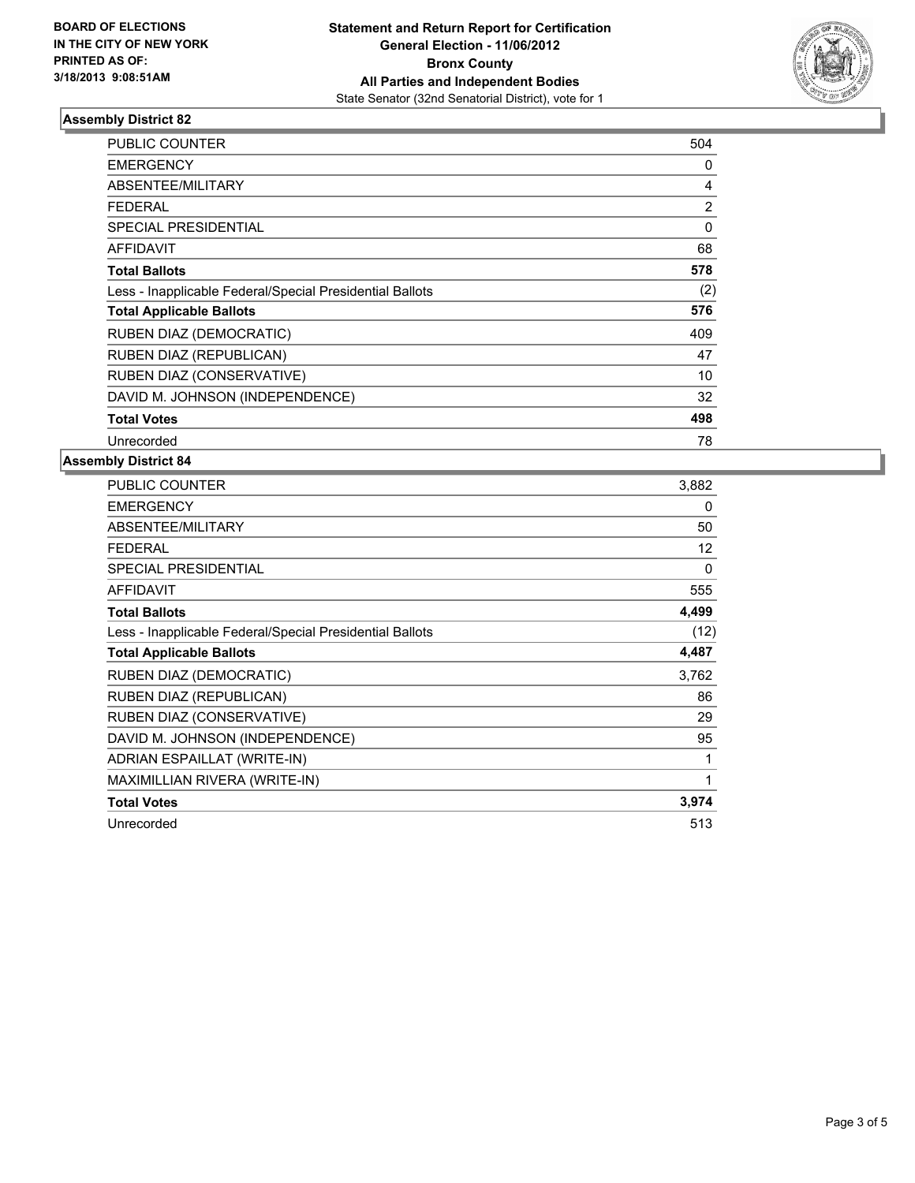**BOARD OF ELECTIONS IN THE CITY OF NEW YORK PRINTED AS OF: 3/18/2013 9:08:51AM**

**Statement and Return Report for Certification**
**General Election - 11/06/2012**
**Bronx County**
**All Parties and Independent Bodies**
State Senator (32nd Senatorial District), vote for 1

### Assembly District 82

| | |
|---|---|
| PUBLIC COUNTER | 504 |
| EMERGENCY | 0 |
| ABSENTEE/MILITARY | 4 |
| FEDERAL | 2 |
| SPECIAL PRESIDENTIAL | 0 |
| AFFIDAVIT | 68 |
| **Total Ballots** | **578** |
| Less - Inapplicable Federal/Special Presidential Ballots | (2) |
| **Total Applicable Ballots** | **576** |
| RUBEN DIAZ (DEMOCRATIC) | 409 |
| RUBEN DIAZ (REPUBLICAN) | 47 |
| RUBEN DIAZ (CONSERVATIVE) | 10 |
| DAVID M. JOHNSON (INDEPENDENCE) | 32 |
| **Total Votes** | **498** |
| Unrecorded | 78 |

### Assembly District 84

| | |
|---|---|
| PUBLIC COUNTER | 3,882 |
| EMERGENCY | 0 |
| ABSENTEE/MILITARY | 50 |
| FEDERAL | 12 |
| SPECIAL PRESIDENTIAL | 0 |
| AFFIDAVIT | 555 |
| **Total Ballots** | **4,499** |
| Less - Inapplicable Federal/Special Presidential Ballots | (12) |
| **Total Applicable Ballots** | **4,487** |
| RUBEN DIAZ (DEMOCRATIC) | 3,762 |
| RUBEN DIAZ (REPUBLICAN) | 86 |
| RUBEN DIAZ (CONSERVATIVE) | 29 |
| DAVID M. JOHNSON (INDEPENDENCE) | 95 |
| ADRIAN ESPAILLAT (WRITE-IN) | 1 |
| MAXIMILLIAN RIVERA (WRITE-IN) | 1 |
| **Total Votes** | **3,974** |
| Unrecorded | 513 |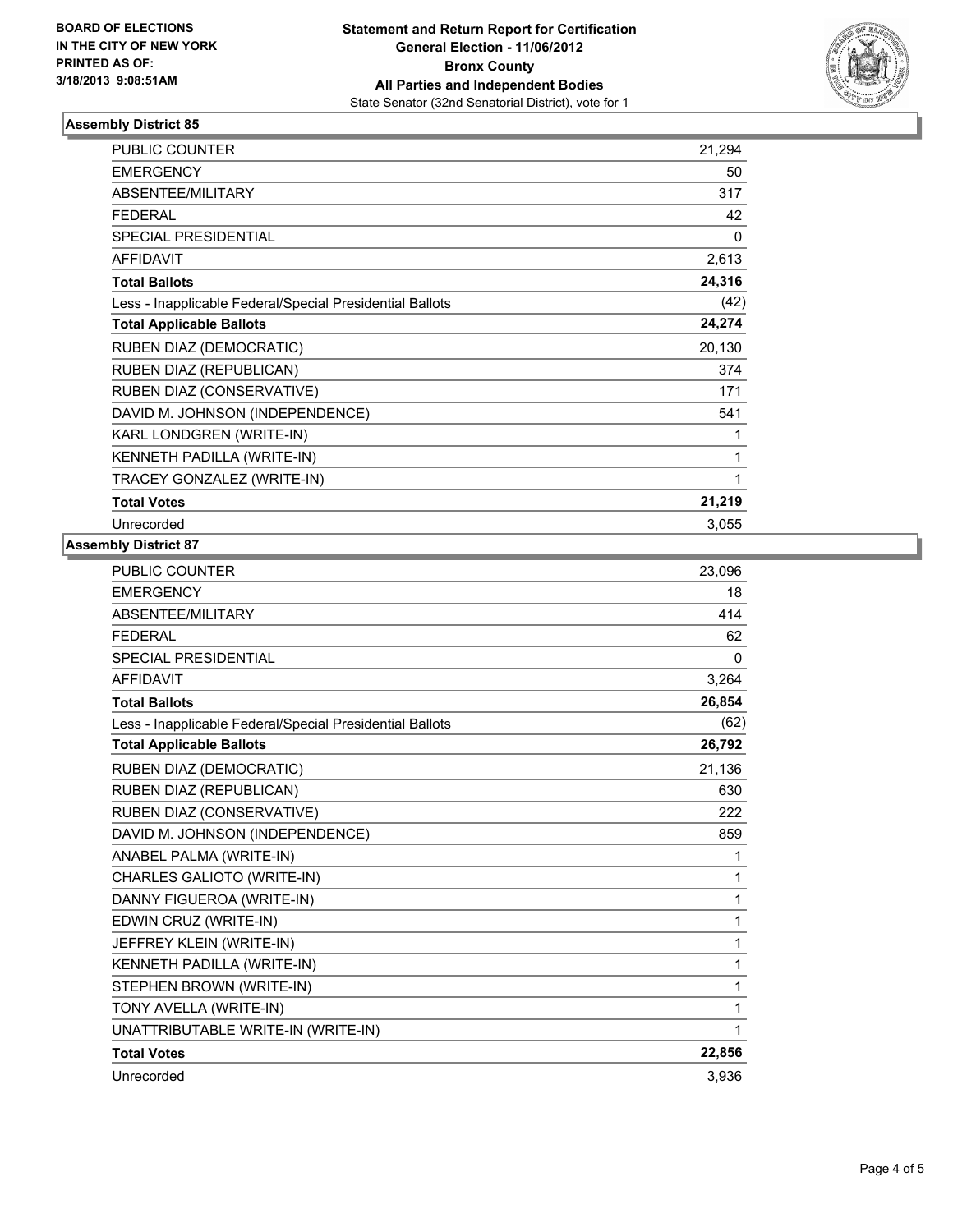**BOARD OF ELECTIONS IN THE CITY OF NEW YORK PRINTED AS OF: 3/18/2013 9:08:51AM**

**Statement and Return Report for Certification General Election - 11/06/2012 Bronx County All Parties and Independent Bodies**
State Senator (32nd Senatorial District), vote for 1

## Assembly District 85

| | |
|---|---|
| PUBLIC COUNTER | 21,294 |
| EMERGENCY | 50 |
| ABSENTEE/MILITARY | 317 |
| FEDERAL | 42 |
| SPECIAL PRESIDENTIAL | 0 |
| AFFIDAVIT | 2,613 |
| **Total Ballots** | **24,316** |
| Less - Inapplicable Federal/Special Presidential Ballots | (42) |
| **Total Applicable Ballots** | **24,274** |
| RUBEN DIAZ (DEMOCRATIC) | 20,130 |
| RUBEN DIAZ (REPUBLICAN) | 374 |
| RUBEN DIAZ (CONSERVATIVE) | 171 |
| DAVID M. JOHNSON (INDEPENDENCE) | 541 |
| KARL LONDGREN (WRITE-IN) | 1 |
| KENNETH PADILLA (WRITE-IN) | 1 |
| TRACEY GONZALEZ (WRITE-IN) | 1 |
| **Total Votes** | **21,219** |
| Unrecorded | 3,055 |

## Assembly District 87

| | |
|---|---|
| PUBLIC COUNTER | 23,096 |
| EMERGENCY | 18 |
| ABSENTEE/MILITARY | 414 |
| FEDERAL | 62 |
| SPECIAL PRESIDENTIAL | 0 |
| AFFIDAVIT | 3,264 |
| **Total Ballots** | **26,854** |
| Less - Inapplicable Federal/Special Presidential Ballots | (62) |
| **Total Applicable Ballots** | **26,792** |
| RUBEN DIAZ (DEMOCRATIC) | 21,136 |
| RUBEN DIAZ (REPUBLICAN) | 630 |
| RUBEN DIAZ (CONSERVATIVE) | 222 |
| DAVID M. JOHNSON (INDEPENDENCE) | 859 |
| ANABEL PALMA (WRITE-IN) | 1 |
| CHARLES GALIOTO (WRITE-IN) | 1 |
| DANNY FIGUEROA (WRITE-IN) | 1 |
| EDWIN CRUZ (WRITE-IN) | 1 |
| JEFFREY KLEIN (WRITE-IN) | 1 |
| KENNETH PADILLA (WRITE-IN) | 1 |
| STEPHEN BROWN (WRITE-IN) | 1 |
| TONY AVELLA (WRITE-IN) | 1 |
| UNATTRIBUTABLE WRITE-IN (WRITE-IN) | 1 |
| **Total Votes** | **22,856** |
| Unrecorded | 3,936 |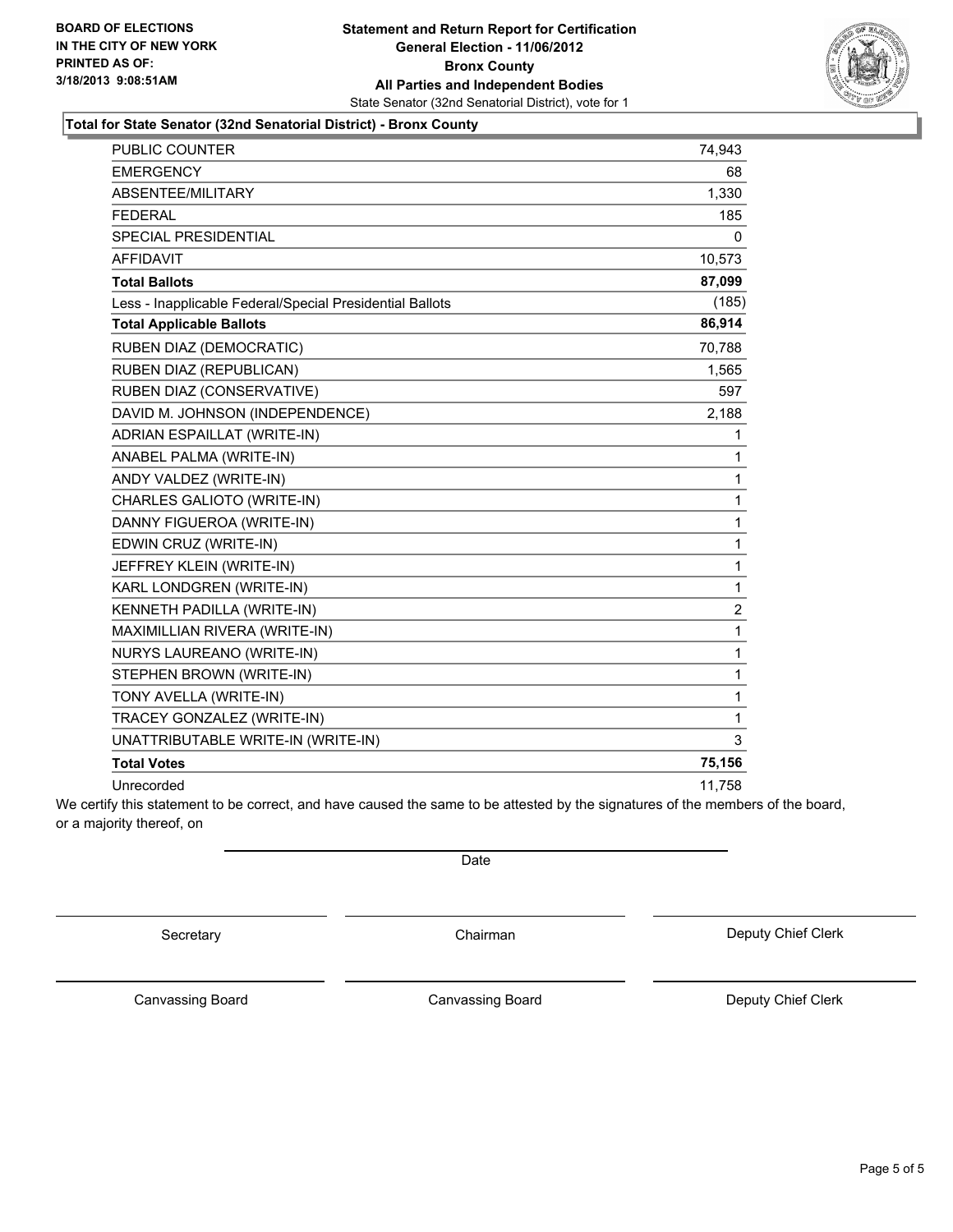**BOARD OF ELECTIONS IN THE CITY OF NEW YORK PRINTED AS OF: 3/18/2013 9:08:51AM**

**Statement and Return Report for Certification**
**General Election - 11/06/2012**
**Bronx County**
**All Parties and Independent Bodies**
State Senator (32nd Senatorial District), vote for 1

**Total for State Senator (32nd Senatorial District) - Bronx County**

| | |
|---|---|
| PUBLIC COUNTER | 74,943 |
| EMERGENCY | 68 |
| ABSENTEE/MILITARY | 1,330 |
| FEDERAL | 185 |
| SPECIAL PRESIDENTIAL | 0 |
| AFFIDAVIT | 10,573 |
| **Total Ballots** | **87,099** |
| Less - Inapplicable Federal/Special Presidential Ballots | (185) |
| **Total Applicable Ballots** | **86,914** |
| RUBEN DIAZ (DEMOCRATIC) | 70,788 |
| RUBEN DIAZ (REPUBLICAN) | 1,565 |
| RUBEN DIAZ (CONSERVATIVE) | 597 |
| DAVID M. JOHNSON (INDEPENDENCE) | 2,188 |
| ADRIAN ESPAILLAT (WRITE-IN) | 1 |
| ANABEL PALMA (WRITE-IN) | 1 |
| ANDY VALDEZ (WRITE-IN) | 1 |
| CHARLES GALIOTO (WRITE-IN) | 1 |
| DANNY FIGUEROA (WRITE-IN) | 1 |
| EDWIN CRUZ (WRITE-IN) | 1 |
| JEFFREY KLEIN (WRITE-IN) | 1 |
| KARL LONDGREN (WRITE-IN) | 1 |
| KENNETH PADILLA (WRITE-IN) | 2 |
| MAXIMILLIAN RIVERA (WRITE-IN) | 1 |
| NURYS LAUREANO (WRITE-IN) | 1 |
| STEPHEN BROWN (WRITE-IN) | 1 |
| TONY AVELLA (WRITE-IN) | 1 |
| TRACEY GONZALEZ (WRITE-IN) | 1 |
| UNATTRIBUTABLE WRITE-IN (WRITE-IN) | 3 |
| **Total Votes** | **75,156** |
| Unrecorded | 11,758 |

We certify this statement to be correct, and have caused the same to be attested by the signatures of the members of the board, or a majority thereof, on

Date

Secretary    Chairman    Deputy Chief Clerk

Canvassing Board    Canvassing Board    Deputy Chief Clerk